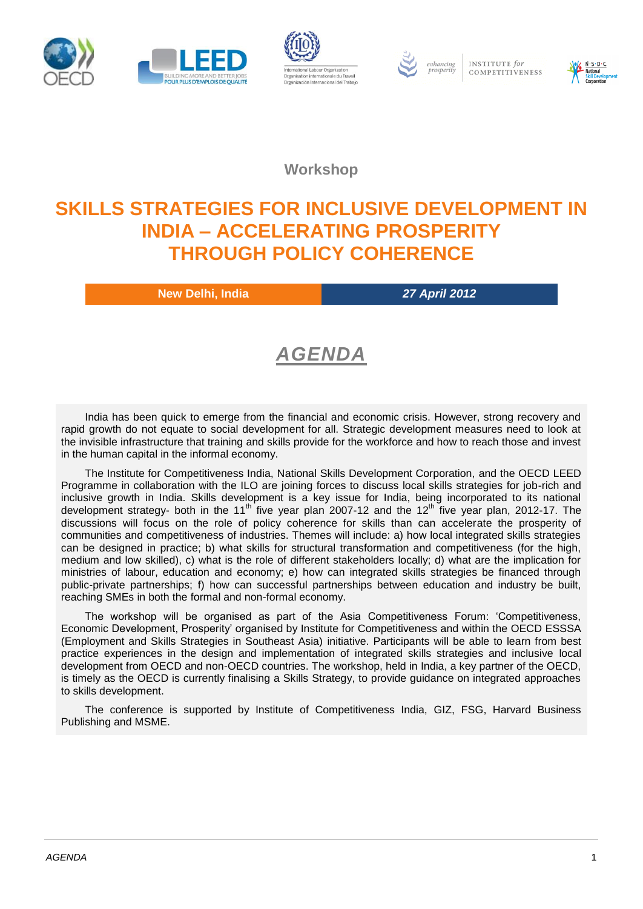Workshop

# SKILLS STRATEGIES FOR INCLUSIVE DEVELOPMENT IN INDIA – ACCELERATING PROSPERITY THROUGH POLICY COHERENCE

**New Delhi, India** | ***27 April 2012***

## *AGENDA*

India has been quick to emerge from the financial and economic crisis. However, strong recovery and rapid growth do not equate to social development for all. Strategic development measures need to look at the invisible infrastructure that training and skills provide for the workforce and how to reach those and invest in the human capital in the informal economy.

The Institute for Competitiveness India, National Skills Development Corporation, and the OECD LEED Programme in collaboration with the ILO are joining forces to discuss local skills strategies for job-rich and inclusive growth in India. Skills development is a key issue for India, being incorporated to its national development strategy- both in the 11th five year plan 2007-12 and the 12th five year plan, 2012-17. The discussions will focus on the role of policy coherence for skills than can accelerate the prosperity of communities and competitiveness of industries. Themes will include: a) how local integrated skills strategies can be designed in practice; b) what skills for structural transformation and competitiveness (for the high, medium and low skilled), c) what is the role of different stakeholders locally; d) what are the implication for ministries of labour, education and economy; e) how can integrated skills strategies be financed through public-private partnerships; f) how can successful partnerships between education and industry be built, reaching SMEs in both the formal and non-formal economy.

The workshop will be organised as part of the Asia Competitiveness Forum: 'Competitiveness, Economic Development, Prosperity' organised by Institute for Competitiveness and within the OECD ESSSA (Employment and Skills Strategies in Southeast Asia) initiative. Participants will be able to learn from best practice experiences in the design and implementation of integrated skills strategies and inclusive local development from OECD and non-OECD countries. The workshop, held in India, a key partner of the OECD, is timely as the OECD is currently finalising a Skills Strategy, to provide guidance on integrated approaches to skills development.

The conference is supported by Institute of Competitiveness India, GIZ, FSG, Harvard Business Publishing and MSME.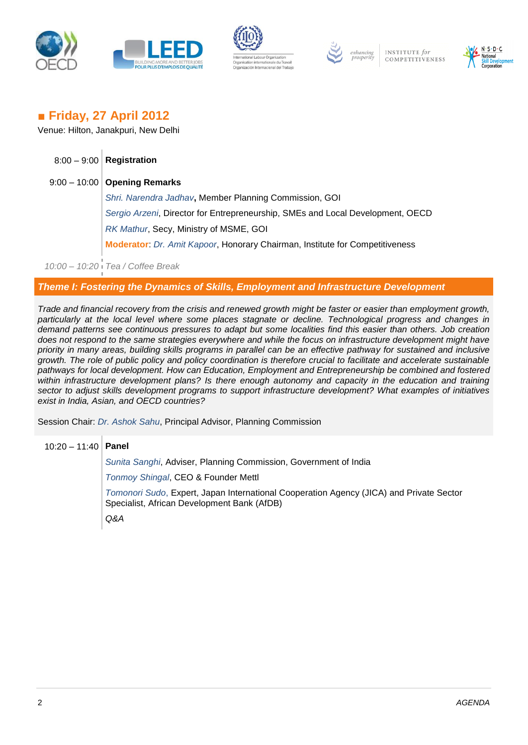## ■ Friday, 27 April 2012

Venue: Hilton, Janakpuri, New Delhi

| | |
|---|---|
| 8:00 – 9:00 | **Registration** |
| 9:00 – 10:00 | **Opening Remarks** |
| | *Shri. Narendra Jadhav*, Member Planning Commission, GOI |
| | *Sergio Arzeni*, Director for Entrepreneurship, SMEs and Local Development, OECD |
| | *RK Mathur*, Secy, Ministry of MSME, GOI |
| | **Moderator**: *Dr. Amit Kapoor*, Honorary Chairman, Institute for Competitiveness |
| *10:00 – 10:20* | *Tea / Coffee Break* |

### *Theme I: Fostering the Dynamics of Skills, Employment and Infrastructure Development*

*Trade and financial recovery from the crisis and renewed growth might be faster or easier than employment growth, particularly at the local level where some places stagnate or decline. Technological progress and changes in demand patterns see continuous pressures to adapt but some localities find this easier than others. Job creation does not respond to the same strategies everywhere and while the focus on infrastructure development might have priority in many areas, building skills programs in parallel can be an effective pathway for sustained and inclusive growth. The role of public policy and policy coordination is therefore crucial to facilitate and accelerate sustainable pathways for local development. How can Education, Employment and Entrepreneurship be combined and fostered within infrastructure development plans? Is there enough autonomy and capacity in the education and training sector to adjust skills development programs to support infrastructure development? What examples of initiatives exist in India, Asian, and OECD countries?*

Session Chair: *Dr. Ashok Sahu*, Principal Advisor, Planning Commission

| | |
|---|---|
| 10:20 – 11:40 | **Panel** |
| | *Sunita Sanghi*, Adviser, Planning Commission, Government of India |
| | *Tonmoy Shingal*, CEO & Founder Mettl |
| | *Tomonori Sudo*, Expert, Japan International Cooperation Agency (JICA) and Private Sector Specialist, African Development Bank (AfDB) |
| | *Q&A* |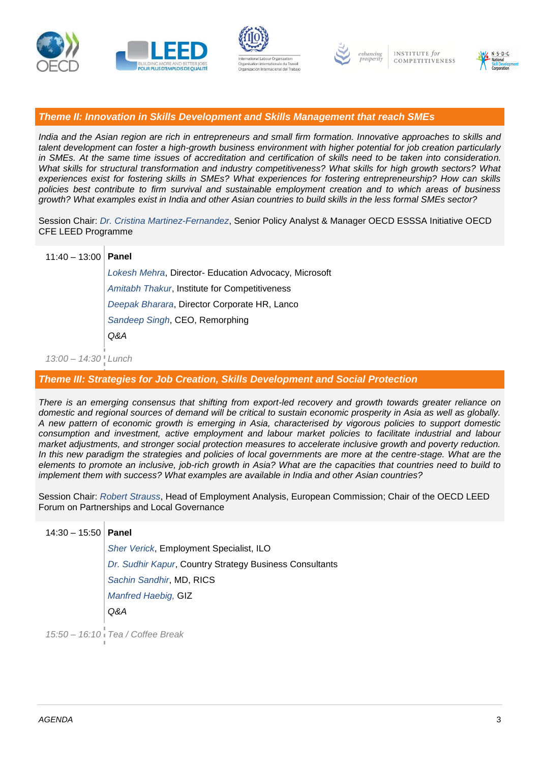## *Theme II: Innovation in Skills Development and Skills Management that reach SMEs*

*India and the Asian region are rich in entrepreneurs and small firm formation. Innovative approaches to skills and talent development can foster a high-growth business environment with higher potential for job creation particularly in SMEs. At the same time issues of accreditation and certification of skills need to be taken into consideration. What skills for structural transformation and industry competitiveness? What skills for high growth sectors? What experiences exist for fostering skills in SMEs? What experiences for fostering entrepreneurship? How can skills policies best contribute to firm survival and sustainable employment creation and to which areas of business growth? What examples exist in India and other Asian countries to build skills in the less formal SMEs sector?*

Session Chair: *Dr. Cristina Martinez-Fernandez*, Senior Policy Analyst & Manager OECD ESSSA Initiative OECD CFE LEED Programme

| | |
|---|---|
| 11:40 – 13:00 | **Panel** |
| | *Lokesh Mehra*, Director- Education Advocacy, Microsoft |
| | *Amitabh Thakur*, Institute for Competitiveness |
| | *Deepak Bharara*, Director Corporate HR, Lanco |
| | *Sandeep Singh*, CEO, Remorphing |
| | *Q&A* |
| *13:00 – 14:30* | *Lunch* |

## *Theme III: Strategies for Job Creation, Skills Development and Social Protection*

*There is an emerging consensus that shifting from export-led recovery and growth towards greater reliance on domestic and regional sources of demand will be critical to sustain economic prosperity in Asia as well as globally. A new pattern of economic growth is emerging in Asia, characterised by vigorous policies to support domestic consumption and investment, active employment and labour market policies to facilitate industrial and labour market adjustments, and stronger social protection measures to accelerate inclusive growth and poverty reduction. In this new paradigm the strategies and policies of local governments are more at the centre-stage. What are the elements to promote an inclusive, job-rich growth in Asia? What are the capacities that countries need to build to implement them with success? What examples are available in India and other Asian countries?*

Session Chair: *Robert Strauss*, Head of Employment Analysis, European Commission; Chair of the OECD LEED Forum on Partnerships and Local Governance

| | |
|---|---|
| 14:30 – 15:50 | **Panel** |
| | *Sher Verick*, Employment Specialist, ILO |
| | *Dr. Sudhir Kapur*, Country Strategy Business Consultants |
| | *Sachin Sandhir*, MD, RICS |
| | *Manfred Haebig,* GIZ |
| | *Q&A* |
| *15:50 – 16:10* | *Tea / Coffee Break* |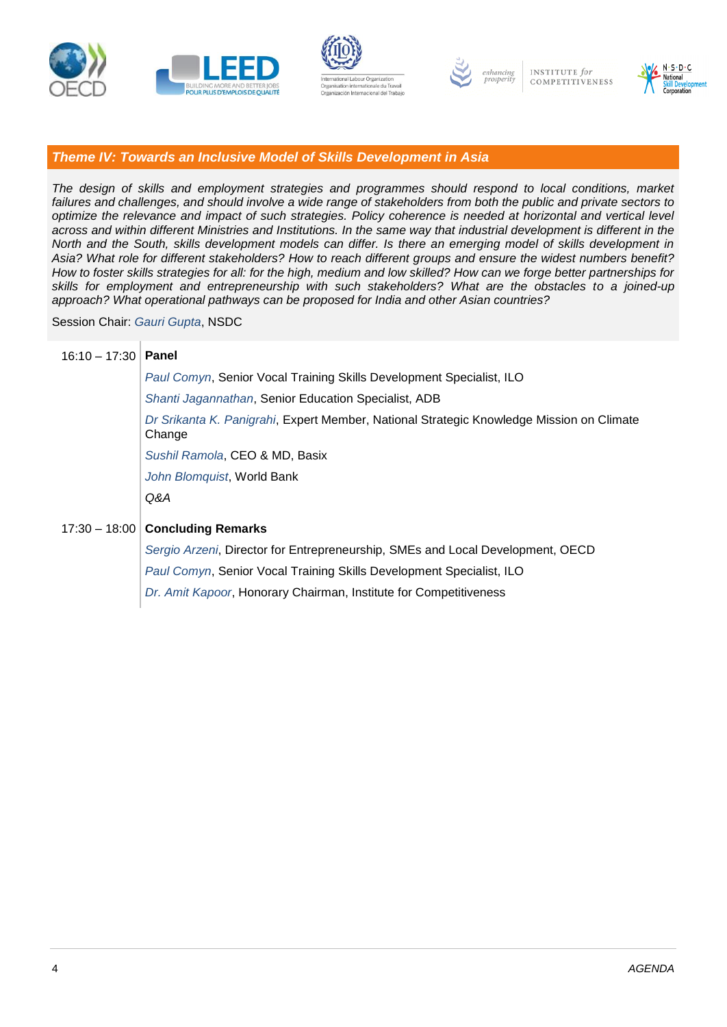## *Theme IV: Towards an Inclusive Model of Skills Development in Asia*

*The design of skills and employment strategies and programmes should respond to local conditions, market failures and challenges, and should involve a wide range of stakeholders from both the public and private sectors to optimize the relevance and impact of such strategies. Policy coherence is needed at horizontal and vertical level across and within different Ministries and Institutions. In the same way that industrial development is different in the North and the South, skills development models can differ. Is there an emerging model of skills development in Asia? What role for different stakeholders? How to reach different groups and ensure the widest numbers benefit? How to foster skills strategies for all: for the high, medium and low skilled? How can we forge better partnerships for skills for employment and entrepreneurship with such stakeholders? What are the obstacles to a joined-up approach? What operational pathways can be proposed for India and other Asian countries?*

Session Chair: *Gauri Gupta*, NSDC

| | |
|---|---|
| 16:10 – 17:30 | **Panel** |
| | *Paul Comyn*, Senior Vocal Training Skills Development Specialist, ILO |
| | *Shanti Jagannathan*, Senior Education Specialist, ADB |
| | *Dr Srikanta K. Panigrahi*, Expert Member, National Strategic Knowledge Mission on Climate Change |
| | *Sushil Ramola*, CEO & MD, Basix |
| | *John Blomquist*, World Bank |
| | *Q&A* |
| 17:30 – 18:00 | **Concluding Remarks** |
| | *Sergio Arzeni*, Director for Entrepreneurship, SMEs and Local Development, OECD |
| | *Paul Comyn*, Senior Vocal Training Skills Development Specialist, ILO |
| | *Dr. Amit Kapoor*, Honorary Chairman, Institute for Competitiveness |